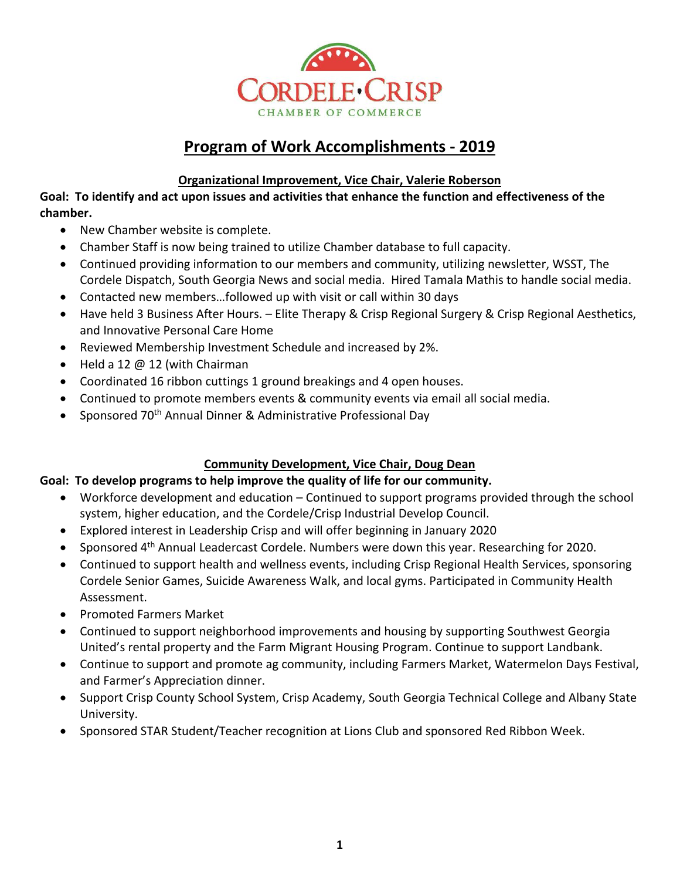CORDELE·CRISP

CHAMBER OF COMMERCE

# Program of Work Accomplishments - 2019

## Organizational Improvement, Vice Chair, Valerie Roberson

**Goal: To identify and act upon issues and activities that enhance the function and effectiveness of the chamber.**

- New Chamber website is complete.
- Chamber Staff is now being trained to utilize Chamber database to full capacity.
- Continued providing information to our members and community, utilizing newsletter, WSST, The Cordele Dispatch, South Georgia News and social media. Hired Tamala Mathis to handle social media.
- Contacted new members…followed up with visit or call within 30 days
- Have held 3 Business After Hours. – Elite Therapy & Crisp Regional Surgery & Crisp Regional Aesthetics, and Innovative Personal Care Home
- Reviewed Membership Investment Schedule and increased by 2%.
- Held a 12 @ 12 (with Chairman
- Coordinated 16 ribbon cuttings 1 ground breakings and 4 open houses.
- Continued to promote members events & community events via email all social media.
- Sponsored 70th Annual Dinner & Administrative Professional Day

## Community Development, Vice Chair, Doug Dean

**Goal: To develop programs to help improve the quality of life for our community.**

- Workforce development and education – Continued to support programs provided through the school system, higher education, and the Cordele/Crisp Industrial Develop Council.
- Explored interest in Leadership Crisp and will offer beginning in January 2020
- Sponsored 4th Annual Leadercast Cordele. Numbers were down this year. Researching for 2020.
- Continued to support health and wellness events, including Crisp Regional Health Services, sponsoring Cordele Senior Games, Suicide Awareness Walk, and local gyms. Participated in Community Health Assessment.
- Promoted Farmers Market
- Continued to support neighborhood improvements and housing by supporting Southwest Georgia United's rental property and the Farm Migrant Housing Program. Continue to support Landbank.
- Continue to support and promote ag community, including Farmers Market, Watermelon Days Festival, and Farmer's Appreciation dinner.
- Support Crisp County School System, Crisp Academy, South Georgia Technical College and Albany State University.
- Sponsored STAR Student/Teacher recognition at Lions Club and sponsored Red Ribbon Week.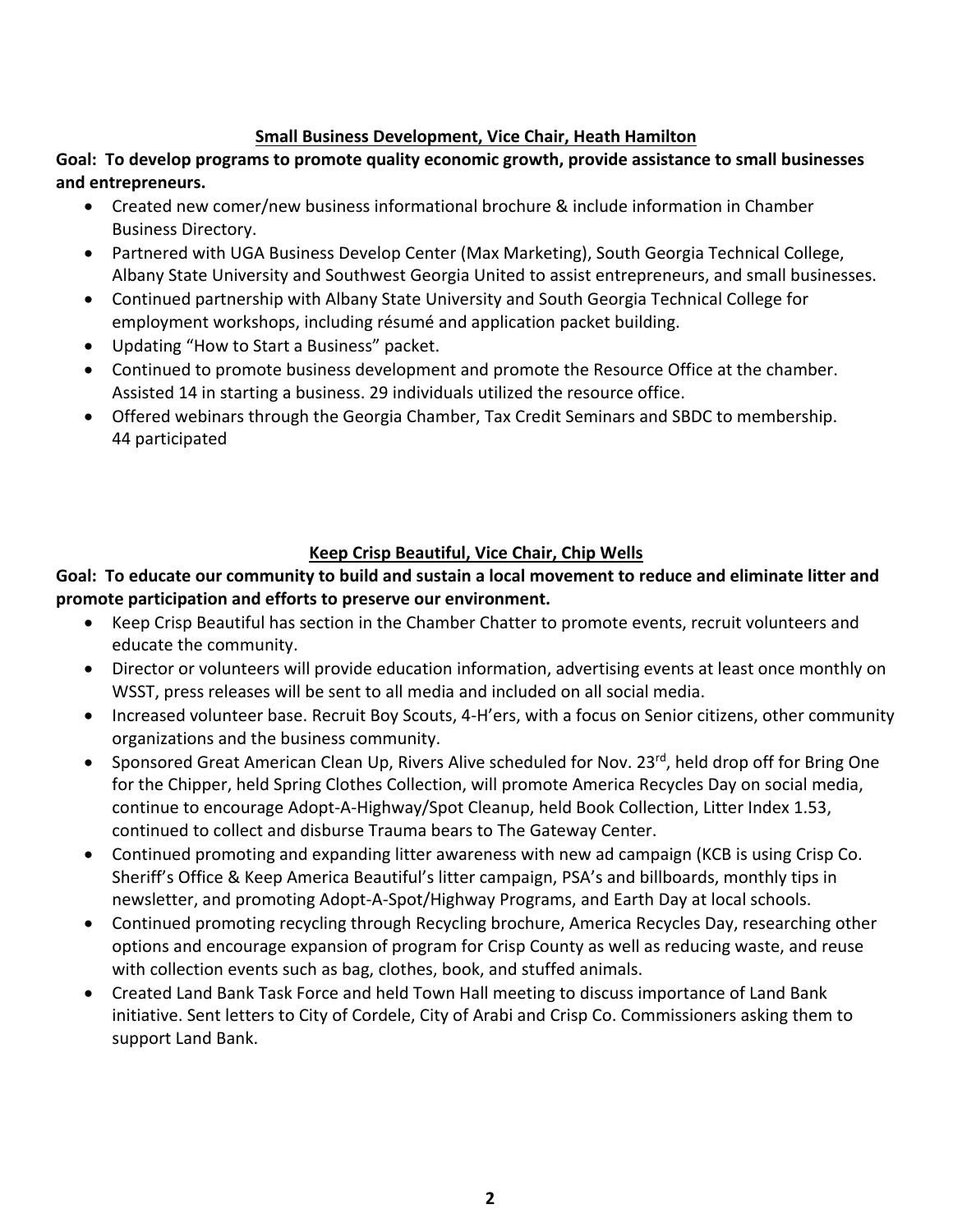## Small Business Development, Vice Chair, Heath Hamilton

**Goal: To develop programs to promote quality economic growth, provide assistance to small businesses and entrepreneurs.**

- Created new comer/new business informational brochure & include information in Chamber Business Directory.
- Partnered with UGA Business Develop Center (Max Marketing), South Georgia Technical College, Albany State University and Southwest Georgia United to assist entrepreneurs, and small businesses.
- Continued partnership with Albany State University and South Georgia Technical College for employment workshops, including résumé and application packet building.
- Updating "How to Start a Business" packet.
- Continued to promote business development and promote the Resource Office at the chamber. Assisted 14 in starting a business. 29 individuals utilized the resource office.
- Offered webinars through the Georgia Chamber, Tax Credit Seminars and SBDC to membership. 44 participated

## Keep Crisp Beautiful, Vice Chair, Chip Wells

**Goal: To educate our community to build and sustain a local movement to reduce and eliminate litter and promote participation and efforts to preserve our environment.**

- Keep Crisp Beautiful has section in the Chamber Chatter to promote events, recruit volunteers and educate the community.
- Director or volunteers will provide education information, advertising events at least once monthly on WSST, press releases will be sent to all media and included on all social media.
- Increased volunteer base. Recruit Boy Scouts, 4-H'ers, with a focus on Senior citizens, other community organizations and the business community.
- Sponsored Great American Clean Up, Rivers Alive scheduled for Nov. 23rd, held drop off for Bring One for the Chipper, held Spring Clothes Collection, will promote America Recycles Day on social media, continue to encourage Adopt-A-Highway/Spot Cleanup, held Book Collection, Litter Index 1.53, continued to collect and disburse Trauma bears to The Gateway Center.
- Continued promoting and expanding litter awareness with new ad campaign (KCB is using Crisp Co. Sheriff's Office & Keep America Beautiful's litter campaign, PSA's and billboards, monthly tips in newsletter, and promoting Adopt-A-Spot/Highway Programs, and Earth Day at local schools.
- Continued promoting recycling through Recycling brochure, America Recycles Day, researching other options and encourage expansion of program for Crisp County as well as reducing waste, and reuse with collection events such as bag, clothes, book, and stuffed animals.
- Created Land Bank Task Force and held Town Hall meeting to discuss importance of Land Bank initiative. Sent letters to City of Cordele, City of Arabi and Crisp Co. Commissioners asking them to support Land Bank.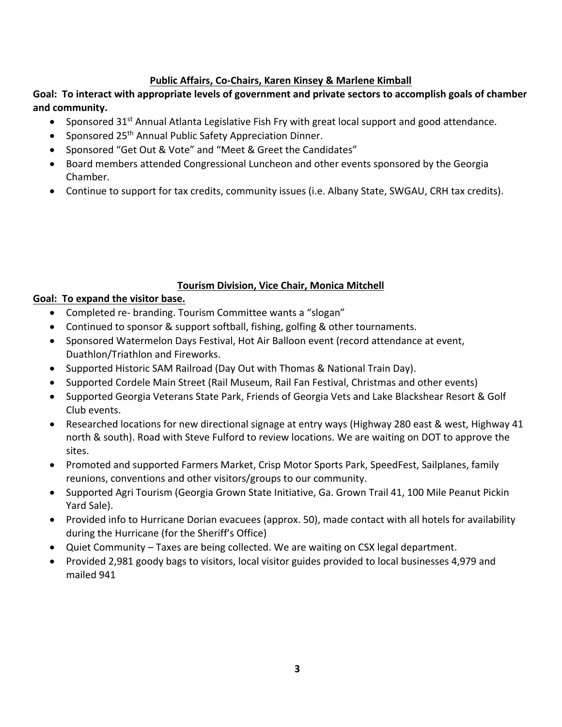## Public Affairs, Co-Chairs, Karen Kinsey & Marlene Kimball

**Goal: To interact with appropriate levels of government and private sectors to accomplish goals of chamber and community.**

- Sponsored 31st Annual Atlanta Legislative Fish Fry with great local support and good attendance.
- Sponsored 25th Annual Public Safety Appreciation Dinner.
- Sponsored "Get Out & Vote" and "Meet & Greet the Candidates"
- Board members attended Congressional Luncheon and other events sponsored by the Georgia Chamber.
- Continue to support for tax credits, community issues (i.e. Albany State, SWGAU, CRH tax credits).

## Tourism Division, Vice Chair, Monica Mitchell

**Goal: To expand the visitor base.**

- Completed re- branding. Tourism Committee wants a "slogan"
- Continued to sponsor & support softball, fishing, golfing & other tournaments.
- Sponsored Watermelon Days Festival, Hot Air Balloon event (record attendance at event, Duathlon/Triathlon and Fireworks.
- Supported Historic SAM Railroad (Day Out with Thomas & National Train Day).
- Supported Cordele Main Street (Rail Museum, Rail Fan Festival, Christmas and other events)
- Supported Georgia Veterans State Park, Friends of Georgia Vets and Lake Blackshear Resort & Golf Club events.
- Researched locations for new directional signage at entry ways (Highway 280 east & west, Highway 41 north & south). Road with Steve Fulford to review locations. We are waiting on DOT to approve the sites.
- Promoted and supported Farmers Market, Crisp Motor Sports Park, SpeedFest, Sailplanes, family reunions, conventions and other visitors/groups to our community.
- Supported Agri Tourism (Georgia Grown State Initiative, Ga. Grown Trail 41, 100 Mile Peanut Pickin Yard Sale).
- Provided info to Hurricane Dorian evacuees (approx. 50), made contact with all hotels for availability during the Hurricane (for the Sheriff's Office)
- Quiet Community – Taxes are being collected. We are waiting on CSX legal department.
- Provided 2,981 goody bags to visitors, local visitor guides provided to local businesses 4,979 and mailed 941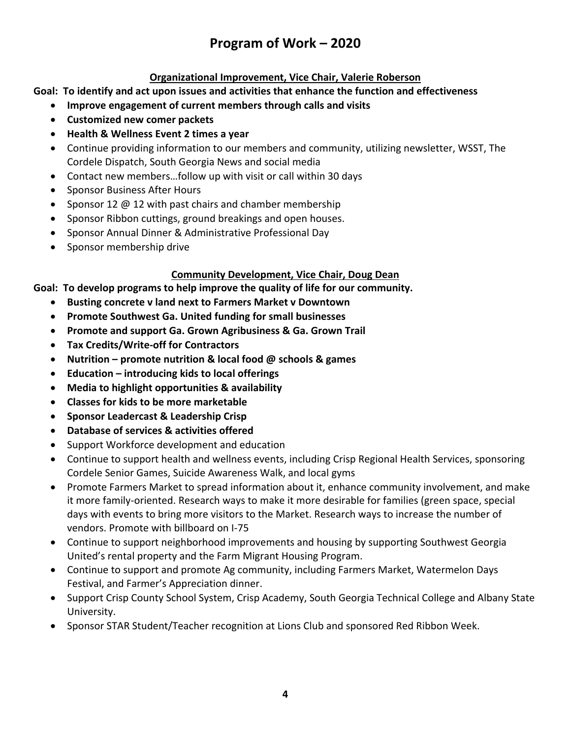# Program of Work – 2020

## Organizational Improvement, Vice Chair, Valerie Roberson

**Goal: To identify and act upon issues and activities that enhance the function and effectiveness**

- **Improve engagement of current members through calls and visits**
- **Customized new comer packets**
- **Health & Wellness Event 2 times a year**
- Continue providing information to our members and community, utilizing newsletter, WSST, The Cordele Dispatch, South Georgia News and social media
- Contact new members…follow up with visit or call within 30 days
- Sponsor Business After Hours
- Sponsor 12 @ 12 with past chairs and chamber membership
- Sponsor Ribbon cuttings, ground breakings and open houses.
- Sponsor Annual Dinner & Administrative Professional Day
- Sponsor membership drive

## Community Development, Vice Chair, Doug Dean

**Goal: To develop programs to help improve the quality of life for our community.**

- **Busting concrete v land next to Farmers Market v Downtown**
- **Promote Southwest Ga. United funding for small businesses**
- **Promote and support Ga. Grown Agribusiness & Ga. Grown Trail**
- **Tax Credits/Write-off for Contractors**
- **Nutrition – promote nutrition & local food @ schools & games**
- **Education – introducing kids to local offerings**
- **Media to highlight opportunities & availability**
- **Classes for kids to be more marketable**
- **Sponsor Leadercast & Leadership Crisp**
- **Database of services & activities offered**
- Support Workforce development and education
- Continue to support health and wellness events, including Crisp Regional Health Services, sponsoring Cordele Senior Games, Suicide Awareness Walk, and local gyms
- Promote Farmers Market to spread information about it, enhance community involvement, and make it more family-oriented. Research ways to make it more desirable for families (green space, special days with events to bring more visitors to the Market. Research ways to increase the number of vendors. Promote with billboard on I-75
- Continue to support neighborhood improvements and housing by supporting Southwest Georgia United's rental property and the Farm Migrant Housing Program.
- Continue to support and promote Ag community, including Farmers Market, Watermelon Days Festival, and Farmer's Appreciation dinner.
- Support Crisp County School System, Crisp Academy, South Georgia Technical College and Albany State University.
- Sponsor STAR Student/Teacher recognition at Lions Club and sponsored Red Ribbon Week.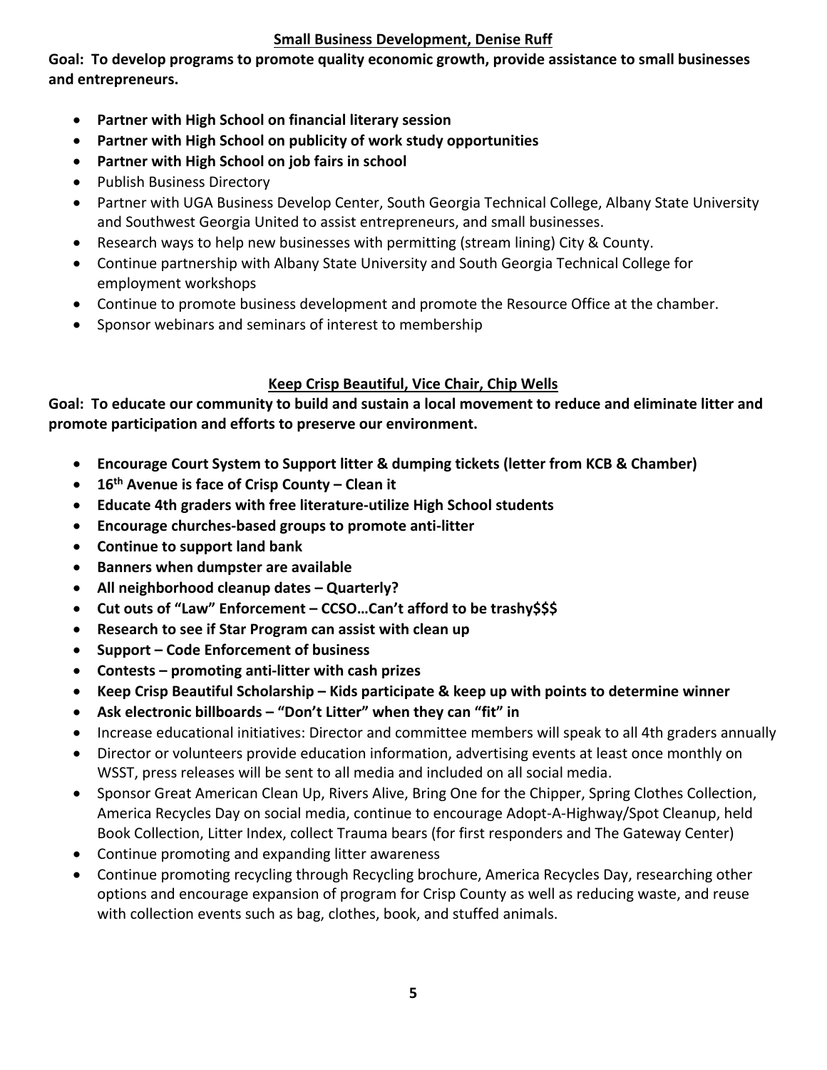## Small Business Development, Denise Ruff

**Goal: To develop programs to promote quality economic growth, provide assistance to small businesses and entrepreneurs.**

- **Partner with High School on financial literary session**
- **Partner with High School on publicity of work study opportunities**
- **Partner with High School on job fairs in school**
- Publish Business Directory
- Partner with UGA Business Develop Center, South Georgia Technical College, Albany State University and Southwest Georgia United to assist entrepreneurs, and small businesses.
- Research ways to help new businesses with permitting (stream lining) City & County.
- Continue partnership with Albany State University and South Georgia Technical College for employment workshops
- Continue to promote business development and promote the Resource Office at the chamber.
- Sponsor webinars and seminars of interest to membership

## Keep Crisp Beautiful, Vice Chair, Chip Wells

**Goal: To educate our community to build and sustain a local movement to reduce and eliminate litter and promote participation and efforts to preserve our environment.**

- **Encourage Court System to Support litter & dumping tickets (letter from KCB & Chamber)**
- **16th Avenue is face of Crisp County – Clean it**
- **Educate 4th graders with free literature-utilize High School students**
- **Encourage churches-based groups to promote anti-litter**
- **Continue to support land bank**
- **Banners when dumpster are available**
- **All neighborhood cleanup dates – Quarterly?**
- **Cut outs of "Law" Enforcement – CCSO…Can't afford to be trashy$$$**
- **Research to see if Star Program can assist with clean up**
- **Support – Code Enforcement of business**
- **Contests – promoting anti-litter with cash prizes**
- **Keep Crisp Beautiful Scholarship – Kids participate & keep up with points to determine winner**
- **Ask electronic billboards – "Don't Litter" when they can "fit" in**
- Increase educational initiatives: Director and committee members will speak to all 4th graders annually
- Director or volunteers provide education information, advertising events at least once monthly on WSST, press releases will be sent to all media and included on all social media.
- Sponsor Great American Clean Up, Rivers Alive, Bring One for the Chipper, Spring Clothes Collection, America Recycles Day on social media, continue to encourage Adopt-A-Highway/Spot Cleanup, held Book Collection, Litter Index, collect Trauma bears (for first responders and The Gateway Center)
- Continue promoting and expanding litter awareness
- Continue promoting recycling through Recycling brochure, America Recycles Day, researching other options and encourage expansion of program for Crisp County as well as reducing waste, and reuse with collection events such as bag, clothes, book, and stuffed animals.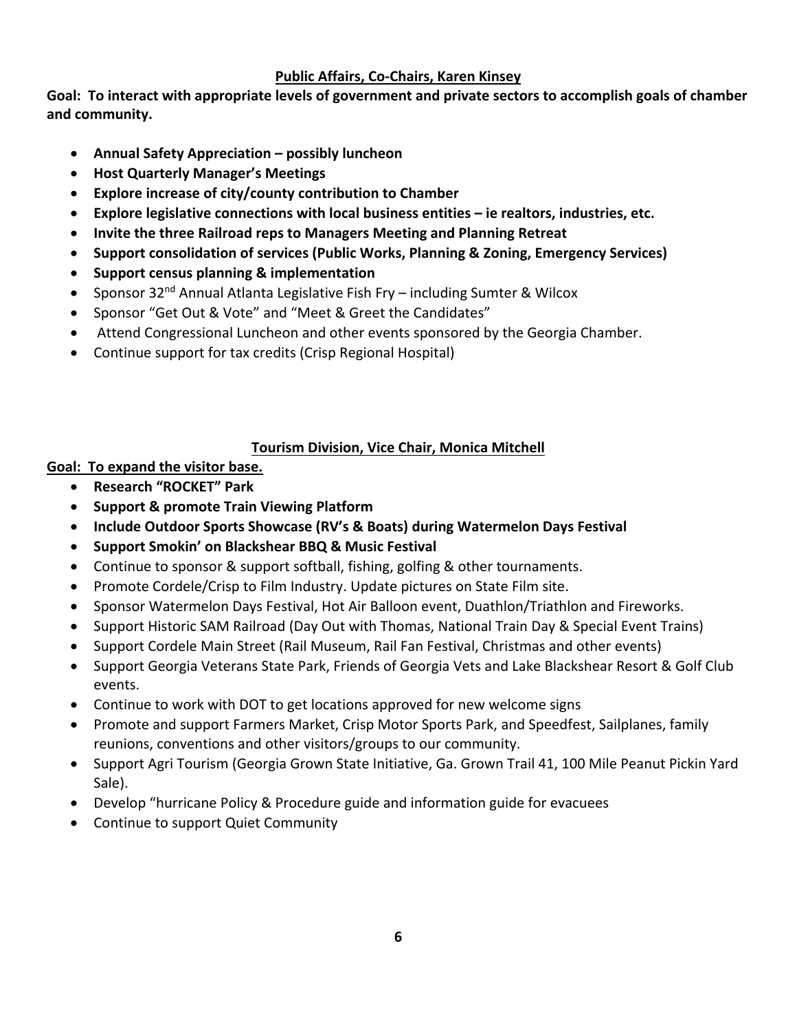**<u>Public Affairs, Co-Chairs, Karen Kinsey</u>**

**Goal: To interact with appropriate levels of government and private sectors to accomplish goals of chamber and community.**

- **Annual Safety Appreciation – possibly luncheon**
- **Host Quarterly Manager's Meetings**
- **Explore increase of city/county contribution to Chamber**
- **Explore legislative connections with local business entities – ie realtors, industries, etc.**
- **Invite the three Railroad reps to Managers Meeting and Planning Retreat**
- **Support consolidation of services (Public Works, Planning & Zoning, Emergency Services)**
- **Support census planning & implementation**
- Sponsor 32nd Annual Atlanta Legislative Fish Fry – including Sumter & Wilcox
- Sponsor "Get Out & Vote" and "Meet & Greet the Candidates"
- Attend Congressional Luncheon and other events sponsored by the Georgia Chamber.
- Continue support for tax credits (Crisp Regional Hospital)

**<u>Tourism Division, Vice Chair, Monica Mitchell</u>**

**<u>Goal: To expand the visitor base.</u>**

- **Research "ROCKET" Park**
- **Support & promote Train Viewing Platform**
- **Include Outdoor Sports Showcase (RV's & Boats) during Watermelon Days Festival**
- **Support Smokin' on Blackshear BBQ & Music Festival**
- Continue to sponsor & support softball, fishing, golfing & other tournaments.
- Promote Cordele/Crisp to Film Industry. Update pictures on State Film site.
- Sponsor Watermelon Days Festival, Hot Air Balloon event, Duathlon/Triathlon and Fireworks.
- Support Historic SAM Railroad (Day Out with Thomas, National Train Day & Special Event Trains)
- Support Cordele Main Street (Rail Museum, Rail Fan Festival, Christmas and other events)
- Support Georgia Veterans State Park, Friends of Georgia Vets and Lake Blackshear Resort & Golf Club events.
- Continue to work with DOT to get locations approved for new welcome signs
- Promote and support Farmers Market, Crisp Motor Sports Park, and Speedfest, Sailplanes, family reunions, conventions and other visitors/groups to our community.
- Support Agri Tourism (Georgia Grown State Initiative, Ga. Grown Trail 41, 100 Mile Peanut Pickin Yard Sale).
- Develop "hurricane Policy & Procedure guide and information guide for evacuees
- Continue to support Quiet Community